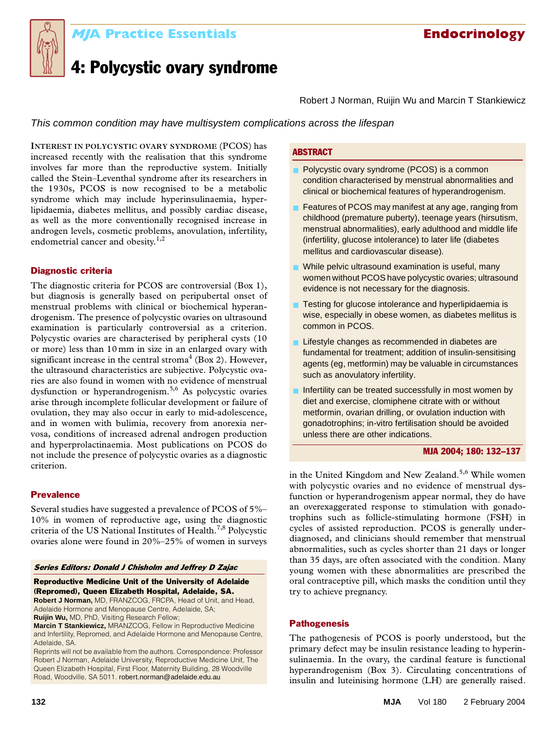# MJA Practice Essentials — Endocrinology

# 4: Polycystic ovary syndrome

Robert J Norman, Ruijin Wu and Marcin T Stankiewicz

*This common condition may have multisystem complications across the lifespan*

## ABSTRACT

- Polycystic ovary syndrome (PCOS) is a common condition characterised by menstrual abnormalities and clinical or biochemical features of hyperandrogenism.
- Features of PCOS may manifest at any age, ranging from childhood (premature puberty), teenage years (hirsutism, menstrual abnormalities), early adulthood and middle life (infertility, glucose intolerance) to later life (diabetes mellitus and cardiovascular disease).
- While pelvic ultrasound examination is useful, many women without PCOS have polycystic ovaries; ultrasound evidence is not necessary for the diagnosis.
- Testing for glucose intolerance and hyperlipidaemia is wise, especially in obese women, as diabetes mellitus is common in PCOS.
- Lifestyle changes as recommended in diabetes are fundamental for treatment; addition of insulin-sensitising agents (eg, metformin) may be valuable in circumstances such as anovulatory infertility.
- Infertility can be treated successfully in most women by diet and exercise, clomiphene citrate with or without metformin, ovarian drilling, or ovulation induction with gonadotrophins; in-vitro fertilisation should be avoided unless there are other indications.

**MJA 2004; 180: 132–137**

INTEREST IN POLYCYSTIC OVARY SYNDROME (PCOS) has increased recently with the realisation that this syndrome involves far more than the reproductive system. Initially called the Stein–Leventhal syndrome after its researchers in the 1930s, PCOS is now recognised to be a metabolic syndrome which may include hyperinsulinaemia, hyperlipidaemia, diabetes mellitus, and possibly cardiac disease, as well as the more conventionally recognised increase in androgen levels, cosmetic problems, anovulation, infertility, endometrial cancer and obesity.[1,2]

## Diagnostic criteria

The diagnostic criteria for PCOS are controversial (Box 1), but diagnosis is generally based on peripubertal onset of menstrual problems with clinical or biochemical hyperandrogenism. The presence of polycystic ovaries on ultrasound examination is particularly controversial as a criterion. Polycystic ovaries are characterised by peripheral cysts (10 or more) less than 10 mm in size in an enlarged ovary with significant increase in the central stroma[4] (Box 2). However, the ultrasound characteristics are subjective. Polycystic ovaries are also found in women with no evidence of menstrual dysfunction or hyperandrogenism.[5,6] As polycystic ovaries arise through incomplete follicular development or failure of ovulation, they may also occur in early to mid-adolescence, and in women with bulimia, recovery from anorexia nervosa, conditions of increased adrenal androgen production and hyperprolactinaemia. Most publications on PCOS do not include the presence of polycystic ovaries as a diagnostic criterion.

## Prevalence

Several studies have suggested a prevalence of PCOS of 5%–10% in women of reproductive age, using the diagnostic criteria of the US National Institutes of Health.[7,8] Polycystic ovaries alone were found in 20%–25% of women in surveys in the United Kingdom and New Zealand.[5,6] While women with polycystic ovaries and no evidence of menstrual dysfunction or hyperandrogenism appear normal, they do have an overexaggerated response to stimulation with gonadotrophins such as follicle-stimulating hormone (FSH) in cycles of assisted reproduction. PCOS is generally underdiagnosed, and clinicians should remember that menstrual abnormalities, such as cycles shorter than 21 days or longer than 35 days, are often associated with the condition. Many young women with these abnormalities are prescribed the oral contraceptive pill, which masks the condition until they try to achieve pregnancy.

## Pathogenesis

The pathogenesis of PCOS is poorly understood, but the primary defect may be insulin resistance leading to hyperinsulinaemia. In the ovary, the cardinal feature is functional hyperandrogenism (Box 3). Circulating concentrations of insulin and luteinising hormone (LH) are generally raised.

---

***Series Editors: Donald J Chisholm and Jeffrey D Zajac***

**Reproductive Medicine Unit of the University of Adelaide (Repromed), Queen Elizabeth Hospital, Adelaide, SA.**
**Robert J Norman,** MD, FRANZCOG, FRCPA, Head of Unit, and Head, Adelaide Hormone and Menopause Centre, Adelaide, SA;
**Ruijin Wu,** MD, PhD, Visiting Research Fellow;
**Marcin T Stankiewicz,** MRANZCOG, Fellow in Reproductive Medicine and Infertility, Repromed, and Adelaide Hormone and Menopause Centre, Adelaide, SA.
Reprints will not be available from the authors. Correspondence: Professor Robert J Norman, Adelaide University, Reproductive Medicine Unit, The Queen Elizabeth Hospital, First Floor, Maternity Building, 28 Woodville Road, Woodville, SA 5011. robert.norman@adelaide.edu.au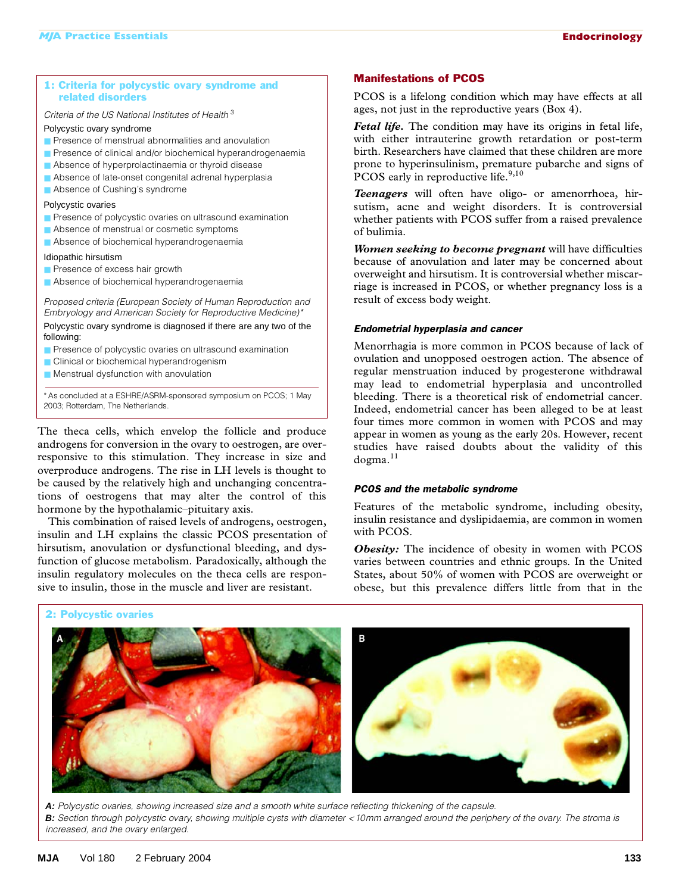### 1: Criteria for polycystic ovary syndrome and related disorders

*Criteria of the US National Institutes of Health* [3]

Polycystic ovary syndrome

- Presence of menstrual abnormalities and anovulation
- Presence of clinical and/or biochemical hyperandrogenaemia
- Absence of hyperprolactinaemia or thyroid disease
- Absence of late-onset congenital adrenal hyperplasia
- Absence of Cushing's syndrome

Polycystic ovaries

- Presence of polycystic ovaries on ultrasound examination
- Absence of menstrual or cosmetic symptoms
- Absence of biochemical hyperandrogenaemia

Idiopathic hirsutism

- Presence of excess hair growth
- Absence of biochemical hyperandrogenaemia

*Proposed criteria (European Society of Human Reproduction and Embryology and American Society for Reproductive Medicine)**

Polycystic ovary syndrome is diagnosed if there are any two of the following:

- Presence of polycystic ovaries on ultrasound examination
- Clinical or biochemical hyperandrogenism
- Menstrual dysfunction with anovulation

* As concluded at a ESHRE/ASRM-sponsored symposium on PCOS; 1 May 2003; Rotterdam, The Netherlands.

The theca cells, which envelop the follicle and produce androgens for conversion in the ovary to oestrogen, are overresponsive to this stimulation. They increase in size and overproduce androgens. The rise in LH levels is thought to be caused by the relatively high and unchanging concentrations of oestrogens that may alter the control of this hormone by the hypothalamic–pituitary axis.

This combination of raised levels of androgens, oestrogen, insulin and LH explains the classic PCOS presentation of hirsutism, anovulation or dysfunctional bleeding, and dysfunction of glucose metabolism. Paradoxically, although the insulin regulatory molecules on the theca cells are responsive to insulin, those in the muscle and liver are resistant.

## Manifestations of PCOS

PCOS is a lifelong condition which may have effects at all ages, not just in the reproductive years (Box 4).

***Fetal life.*** The condition may have its origins in fetal life, with either intrauterine growth retardation or post-term birth. Researchers have claimed that these children are more prone to hyperinsulinism, premature pubarche and signs of PCOS early in reproductive life.[9,10]

***Teenagers*** will often have oligo- or amenorrhoea, hirsutism, acne and weight disorders. It is controversial whether patients with PCOS suffer from a raised prevalence of bulimia.

***Women seeking to become pregnant*** will have difficulties because of anovulation and later may be concerned about overweight and hirsutism. It is controversial whether miscarriage is increased in PCOS, or whether pregnancy loss is a result of excess body weight.

### *Endometrial hyperplasia and cancer*

Menorrhagia is more common in PCOS because of lack of ovulation and unopposed oestrogen action. The absence of regular menstruation induced by progesterone withdrawal may lead to endometrial hyperplasia and uncontrolled bleeding. There is a theoretical risk of endometrial cancer. Indeed, endometrial cancer has been alleged to be at least four times more common in women with PCOS and may appear in women as young as the early 20s. However, recent studies have raised doubts about the validity of this dogma.[11]

### *PCOS and the metabolic syndrome*

Features of the metabolic syndrome, including obesity, insulin resistance and dyslipidaemia, are common in women with PCOS.

***Obesity:*** The incidence of obesity in women with PCOS varies between countries and ethnic groups. In the United States, about 50% of women with PCOS are overweight or obese, but this prevalence differs little from that in the

### 2: Polycystic ovaries

*A:* *Polycystic ovaries, showing increased size and a smooth white surface reflecting thickening of the capsule.*

*B:* *Section through polycystic ovary, showing multiple cysts with diameter <10mm arranged around the periphery of the ovary. The stroma is increased, and the ovary enlarged.*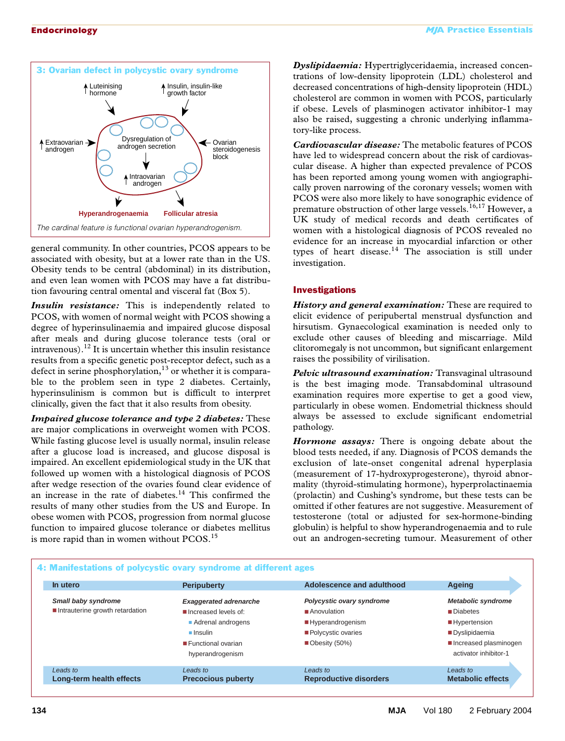### 3: Ovarian defect in polycystic ovary syndrome

↑ Luteinising hormone

↑ Insulin, insulin-like growth factor

↑ Extraovarian androgen

Dysregulation of androgen secretion

Ovarian steroidogenesis block

↑ Intraovarian androgen

Hyperandrogenaemia

Follicular atresia

*The cardinal feature is functional ovarian hyperandrogenism.*

general community. In other countries, PCOS appears to be associated with obesity, but at a lower rate than in the US. Obesity tends to be central (abdominal) in its distribution, and even lean women with PCOS may have a fat distribution favouring central omental and visceral fat (Box 5).

***Insulin resistance:*** This is independently related to PCOS, with women of normal weight with PCOS showing a degree of hyperinsulinaemia and impaired glucose disposal after meals and during glucose tolerance tests (oral or intravenous).[12] It is uncertain whether this insulin resistance results from a specific genetic post-receptor defect, such as a defect in serine phosphorylation,[13] or whether it is comparable to the problem seen in type 2 diabetes. Certainly, hyperinsulinism is common but is difficult to interpret clinically, given the fact that it also results from obesity.

***Impaired glucose tolerance and type 2 diabetes:*** These are major complications in overweight women with PCOS. While fasting glucose level is usually normal, insulin release after a glucose load is increased, and glucose disposal is impaired. An excellent epidemiological study in the UK that followed up women with a histological diagnosis of PCOS after wedge resection of the ovaries found clear evidence of an increase in the rate of diabetes.[14] This confirmed the results of many other studies from the US and Europe. In obese women with PCOS, progression from normal glucose function to impaired glucose tolerance or diabetes mellitus is more rapid than in women without PCOS.[15]

***Dyslipidaemia:*** Hypertriglyceridaemia, increased concentrations of low-density lipoprotein (LDL) cholesterol and decreased concentrations of high-density lipoprotein (HDL) cholesterol are common in women with PCOS, particularly if obese. Levels of plasminogen activator inhibitor-1 may also be raised, suggesting a chronic underlying inflammatory-like process.

***Cardiovascular disease:*** The metabolic features of PCOS have led to widespread concern about the risk of cardiovascular disease. A higher than expected prevalence of PCOS has been reported among young women with angiographically proven narrowing of the coronary vessels; women with PCOS were also more likely to have sonographic evidence of premature obstruction of other large vessels.[16,17] However, a UK study of medical records and death certificates of women with a histological diagnosis of PCOS revealed no evidence for an increase in myocardial infarction or other types of heart disease.[14] The association is still under investigation.

## Investigations

***History and general examination:*** These are required to elicit evidence of peripubertal menstrual dysfunction and hirsutism. Gynaecological examination is needed only to exclude other causes of bleeding and miscarriage. Mild clitoromegaly is not uncommon, but significant enlargement raises the possibility of virilisation.

***Pelvic ultrasound examination:*** Transvaginal ultrasound is the best imaging mode. Transabdominal ultrasound examination requires more expertise to get a good view, particularly in obese women. Endometrial thickness should always be assessed to exclude significant endometrial pathology.

***Hormone assays:*** There is ongoing debate about the blood tests needed, if any. Diagnosis of PCOS demands the exclusion of late-onset congenital adrenal hyperplasia (measurement of 17-hydroxyprogesterone), thyroid abnormality (thyroid-stimulating hormone), hyperprolactinaemia (prolactin) and Cushing's syndrome, but these tests can be omitted if other features are not suggestive. Measurement of testosterone (total or adjusted for sex-hormone-binding globulin) is helpful to show hyperandrogenaemia and to rule out an androgen-secreting tumour. Measurement of other

### 4: Manifestations of polycystic ovary syndrome at different ages

| In utero | Peripuberty | Adolescence and adulthood | Ageing |
|---|---|---|---|
| ***Small baby syndrome*** | ***Exaggerated adrenarche*** | ***Polycystic ovary syndrome*** | ***Metabolic syndrome*** |
| ■ Intrauterine growth retardation | ■ Increased levels of: ▪ Adrenal androgens ▪ Insulin ■ Functional ovarian hyperandrogenism | ■ Anovulation ■ Hyperandrogenism ■ Polycystic ovaries ■ Obesity (50%) | ■ Diabetes ■ Hypertension ■ Dyslipidaemia ■ Increased plasminogen activator inhibitor-1 |
| *Leads to* **Long-term health effects** | *Leads to* **Precocious puberty** | *Leads to* **Reproductive disorders** | *Leads to* **Metabolic effects** |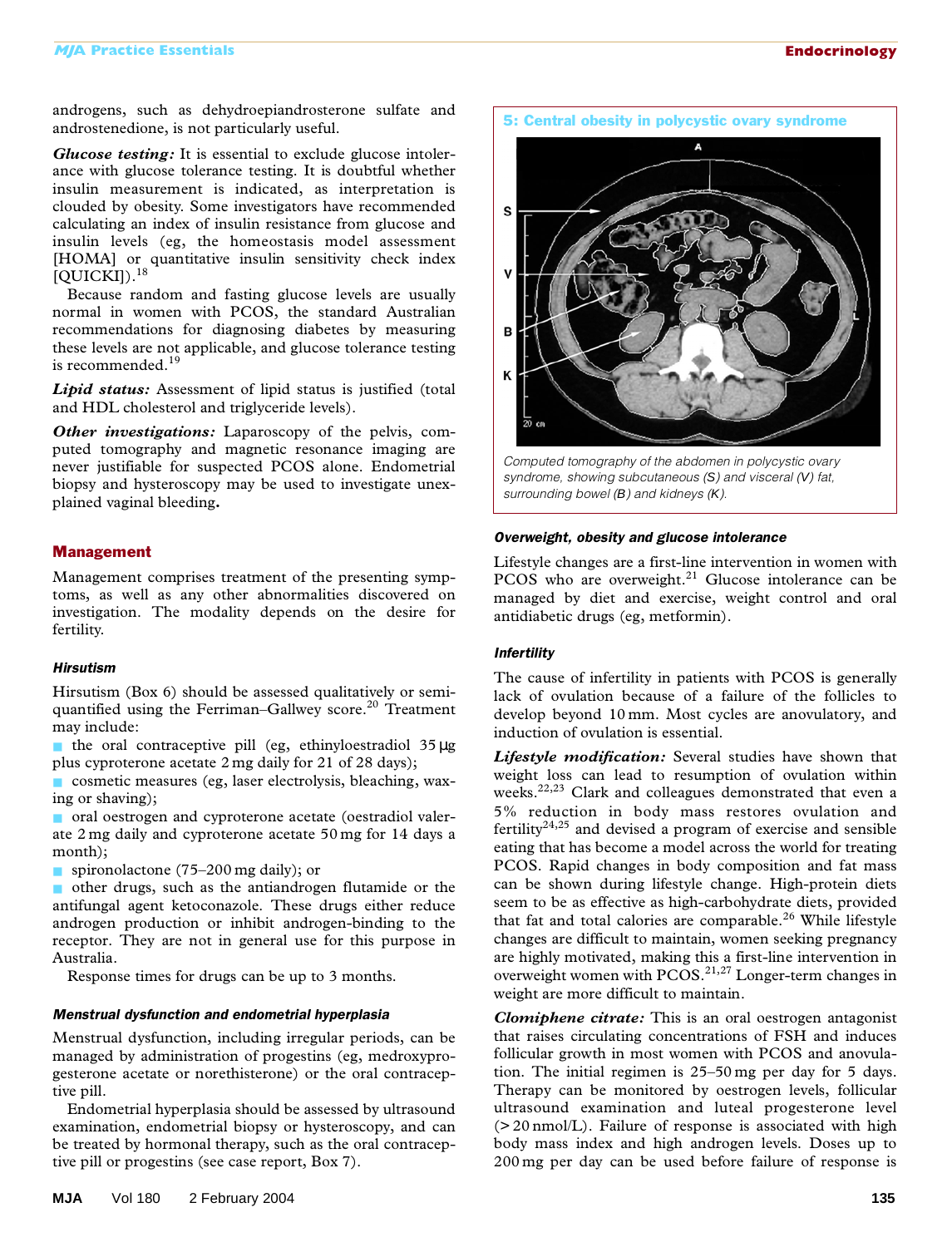androgens, such as dehydroepiandrosterone sulfate and androstenedione, is not particularly useful.

***Glucose testing:*** It is essential to exclude glucose intolerance with glucose tolerance testing. It is doubtful whether insulin measurement is indicated, as interpretation is clouded by obesity. Some investigators have recommended calculating an index of insulin resistance from glucose and insulin levels (eg, the homeostasis model assessment [HOMA] or quantitative insulin sensitivity check index [QUICKI]).[18]

Because random and fasting glucose levels are usually normal in women with PCOS, the standard Australian recommendations for diagnosing diabetes by measuring these levels are not applicable, and glucose tolerance testing is recommended.[19]

***Lipid status:*** Assessment of lipid status is justified (total and HDL cholesterol and triglyceride levels).

***Other investigations:*** Laparoscopy of the pelvis, computed tomography and magnetic resonance imaging are never justifiable for suspected PCOS alone. Endometrial biopsy and hysteroscopy may be used to investigate unexplained vaginal bleeding.

## Management

Management comprises treatment of the presenting symptoms, as well as any other abnormalities discovered on investigation. The modality depends on the desire for fertility.

### Hirsutism

Hirsutism (Box 6) should be assessed qualitatively or semiquantified using the Ferriman–Gallwey score.[20] Treatment may include:

- the oral contraceptive pill (eg, ethinyloestradiol 35 μg plus cyproterone acetate 2 mg daily for 21 of 28 days);
- cosmetic measures (eg, laser electrolysis, bleaching, waxing or shaving);
- oral oestrogen and cyproterone acetate (oestradiol valerate 2 mg daily and cyproterone acetate 50 mg for 14 days a month);
- spironolactone (75–200 mg daily); or
- other drugs, such as the antiandrogen flutamide or the antifungal agent ketoconazole. These drugs either reduce androgen production or inhibit androgen-binding to the receptor. They are not in general use for this purpose in Australia.

Response times for drugs can be up to 3 months.

### Menstrual dysfunction and endometrial hyperplasia

Menstrual dysfunction, including irregular periods, can be managed by administration of progestins (eg, medroxyprogesterone acetate or norethisterone) or the oral contraceptive pill.

Endometrial hyperplasia should be assessed by ultrasound examination, endometrial biopsy or hysteroscopy, and can be treated by hormonal therapy, such as the oral contraceptive pill or progestins (see case report, Box 7).

**5: Central obesity in polycystic ovary syndrome**

*Computed tomography of the abdomen in polycystic ovary syndrome, showing subcutaneous (S) and visceral (V) fat, surrounding bowel (B) and kidneys (K).*

### Overweight, obesity and glucose intolerance

Lifestyle changes are a first-line intervention in women with PCOS who are overweight.[21] Glucose intolerance can be managed by diet and exercise, weight control and oral antidiabetic drugs (eg, metformin).

### Infertility

The cause of infertility in patients with PCOS is generally lack of ovulation because of a failure of the follicles to develop beyond 10 mm. Most cycles are anovulatory, and induction of ovulation is essential.

***Lifestyle modification:*** Several studies have shown that weight loss can lead to resumption of ovulation within weeks.[22,23] Clark and colleagues demonstrated that even a 5% reduction in body mass restores ovulation and fertility[24,25] and devised a program of exercise and sensible eating that has become a model across the world for treating PCOS. Rapid changes in body composition and fat mass can be shown during lifestyle change. High-protein diets seem to be as effective as high-carbohydrate diets, provided that fat and total calories are comparable.[26] While lifestyle changes are difficult to maintain, women seeking pregnancy are highly motivated, making this a first-line intervention in overweight women with PCOS.[21,27] Longer-term changes in weight are more difficult to maintain.

***Clomiphene citrate:*** This is an oral oestrogen antagonist that raises circulating concentrations of FSH and induces follicular growth in most women with PCOS and anovulation. The initial regimen is 25–50 mg per day for 5 days. Therapy can be monitored by oestrogen levels, follicular ultrasound examination and luteal progesterone level (> 20 nmol/L). Failure of response is associated with high body mass index and high androgen levels. Doses up to 200 mg per day can be used before failure of response is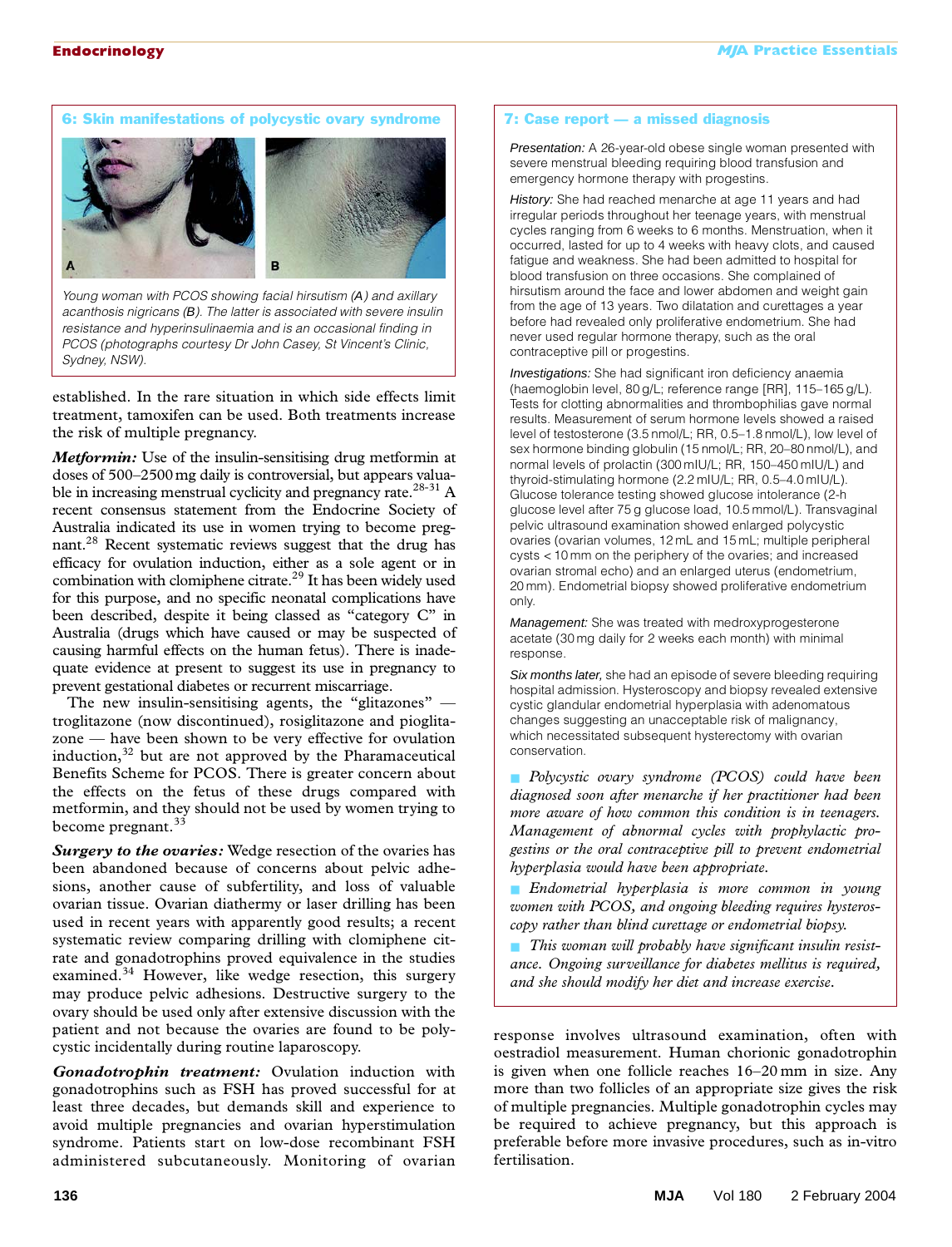### 6: Skin manifestations of polycystic ovary syndrome

Young woman with PCOS showing facial hirsutism (*A*) and axillary acanthosis nigricans (*B*). The latter is associated with severe insulin resistance and hyperinsulinaemia and is an occasional finding in PCOS (photographs courtesy Dr John Casey, St Vincent's Clinic, Sydney, NSW).

established. In the rare situation in which side effects limit treatment, tamoxifen can be used. Both treatments increase the risk of multiple pregnancy.

***Metformin:*** Use of the insulin-sensitising drug metformin at doses of 500–2500 mg daily is controversial, but appears valuable in increasing menstrual cyclicity and pregnancy rate.[28-31] A recent consensus statement from the Endocrine Society of Australia indicated its use in women trying to become pregnant.[28] Recent systematic reviews suggest that the drug has efficacy for ovulation induction, either as a sole agent or in combination with clomiphene citrate.[29] It has been widely used for this purpose, and no specific neonatal complications have been described, despite it being classed as "category C" in Australia (drugs which have caused or may be suspected of causing harmful effects on the human fetus). There is inadequate evidence at present to suggest its use in pregnancy to prevent gestational diabetes or recurrent miscarriage.

The new insulin-sensitising agents, the "glitazones" — troglitazone (now discontinued), rosiglitazone and pioglitazone — have been shown to be very effective for ovulation induction,[32] but are not approved by the Pharamaceutical Benefits Scheme for PCOS. There is greater concern about the effects on the fetus of these drugs compared with metformin, and they should not be used by women trying to become pregnant.[33]

***Surgery to the ovaries:*** Wedge resection of the ovaries has been abandoned because of concerns about pelvic adhesions, another cause of subfertility, and loss of valuable ovarian tissue. Ovarian diathermy or laser drilling has been used in recent years with apparently good results; a recent systematic review comparing drilling with clomiphene citrate and gonadotrophins proved equivalence in the studies examined.[34] However, like wedge resection, this surgery may produce pelvic adhesions. Destructive surgery to the ovary should be used only after extensive discussion with the patient and not because the ovaries are found to be polycystic incidentally during routine laparoscopy.

***Gonadotrophin treatment:*** Ovulation induction with gonadotrophins such as FSH has proved successful for at least three decades, but demands skill and experience to avoid multiple pregnancies and ovarian hyperstimulation syndrome. Patients start on low-dose recombinant FSH administered subcutaneously. Monitoring of ovarian response involves ultrasound examination, often with oestradiol measurement. Human chorionic gonadotrophin is given when one follicle reaches 16–20 mm in size. Any more than two follicles of an appropriate size gives the risk of multiple pregnancies. Multiple gonadotrophin cycles may be required to achieve pregnancy, but this approach is preferable before more invasive procedures, such as in-vitro fertilisation.

### 7: Case report — a missed diagnosis

*Presentation:* A 26-year-old obese single woman presented with severe menstrual bleeding requiring blood transfusion and emergency hormone therapy with progestins.

*History:* She had reached menarche at age 11 years and had irregular periods throughout her teenage years, with menstrual cycles ranging from 6 weeks to 6 months. Menstruation, when it occurred, lasted for up to 4 weeks with heavy clots, and caused fatigue and weakness. She had been admitted to hospital for blood transfusion on three occasions. She complained of hirsutism around the face and lower abdomen and weight gain from the age of 13 years. Two dilatation and curettages a year before had revealed only proliferative endometrium. She had never used regular hormone therapy, such as the oral contraceptive pill or progestins.

*Investigations:* She had significant iron deficiency anaemia (haemoglobin level, 80 g/L; reference range [RR], 115–165 g/L). Tests for clotting abnormalities and thrombophilias gave normal results. Measurement of serum hormone levels showed a raised level of testosterone (3.5 nmol/L; RR, 0.5–1.8 nmol/L), low level of sex hormone binding globulin (15 nmol/L; RR, 20–80 nmol/L), and normal levels of prolactin (300 mIU/L; RR, 150–450 mIU/L) and thyroid-stimulating hormone (2.2 mIU/L; RR, 0.5–4.0 mIU/L). Glucose tolerance testing showed glucose intolerance (2-h glucose level after 75 g glucose load, 10.5 mmol/L). Transvaginal pelvic ultrasound examination showed enlarged polycystic ovaries (ovarian volumes, 12 mL and 15 mL; multiple peripheral cysts < 10 mm on the periphery of the ovaries; and increased ovarian stromal echo) and an enlarged uterus (endometrium, 20 mm). Endometrial biopsy showed proliferative endometrium only.

*Management:* She was treated with medroxyprogesterone acetate (30 mg daily for 2 weeks each month) with minimal response.

*Six months later,* she had an episode of severe bleeding requiring hospital admission. Hysteroscopy and biopsy revealed extensive cystic glandular endometrial hyperplasia with adenomatous changes suggesting an unacceptable risk of malignancy, which necessitated subsequent hysterectomy with ovarian conservation.

- *Polycystic ovary syndrome (PCOS) could have been diagnosed soon after menarche if her practitioner had been more aware of how common this condition is in teenagers. Management of abnormal cycles with prophylactic progestins or the oral contraceptive pill to prevent endometrial hyperplasia would have been appropriate.*
- *Endometrial hyperplasia is more common in young women with PCOS, and ongoing bleeding requires hysteroscopy rather than blind curettage or endometrial biopsy.*
- *This woman will probably have significant insulin resistance. Ongoing surveillance for diabetes mellitus is required, and she should modify her diet and increase exercise.*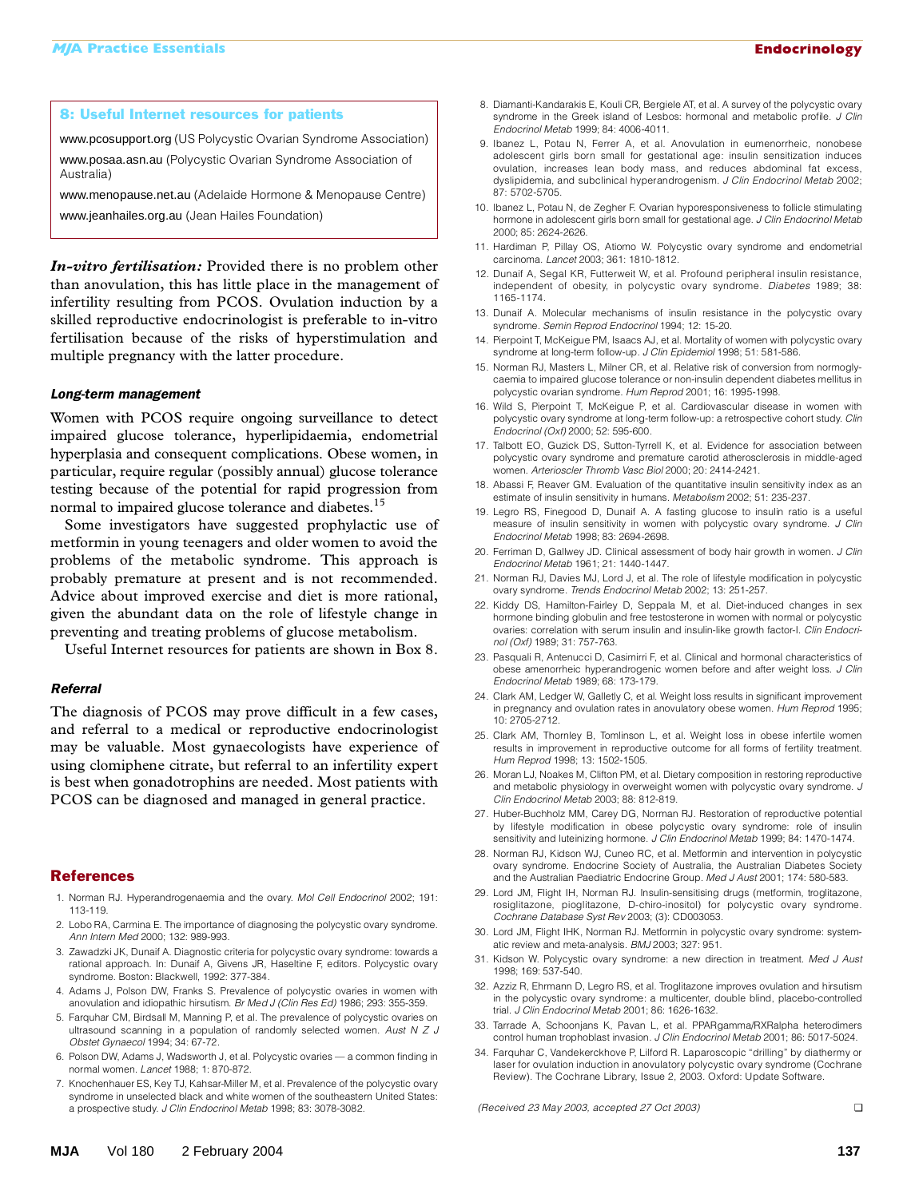### 8: Useful Internet resources for patients

www.pcosupport.org (US Polycystic Ovarian Syndrome Association)

www.posaa.asn.au (Polycystic Ovarian Syndrome Association of Australia)

www.menopause.net.au (Adelaide Hormone & Menopause Centre)

www.jeanhailes.org.au (Jean Hailes Foundation)

***In-vitro fertilisation:*** Provided there is no problem other than anovulation, this has little place in the management of infertility resulting from PCOS. Ovulation induction by a skilled reproductive endocrinologist is preferable to in-vitro fertilisation because of the risks of hyperstimulation and multiple pregnancy with the latter procedure.

#### Long-term management

Women with PCOS require ongoing surveillance to detect impaired glucose tolerance, hyperlipidaemia, endometrial hyperplasia and consequent complications. Obese women, in particular, require regular (possibly annual) glucose tolerance testing because of the potential for rapid progression from normal to impaired glucose tolerance and diabetes.[15]

Some investigators have suggested prophylactic use of metformin in young teenagers and older women to avoid the problems of the metabolic syndrome. This approach is probably premature at present and is not recommended. Advice about improved exercise and diet is more rational, given the abundant data on the role of lifestyle change in preventing and treating problems of glucose metabolism.

Useful Internet resources for patients are shown in Box 8.

#### Referral

The diagnosis of PCOS may prove difficult in a few cases, and referral to a medical or reproductive endocrinologist may be valuable. Most gynaecologists have experience of using clomiphene citrate, but referral to an infertility expert is best when gonadotrophins are needed. Most patients with PCOS can be diagnosed and managed in general practice.

## References

1. Norman RJ. Hyperandrogenaemia and the ovary. *Mol Cell Endocrinol* 2002; 191: 113-119.
2. Lobo RA, Carmina E. The importance of diagnosing the polycystic ovary syndrome. *Ann Intern Med* 2000; 132: 989-993.
3. Zawadzki JK, Dunaif A. Diagnostic criteria for polycystic ovary syndrome: towards a rational approach. In: Dunaif A, Givens JR, Haseltine F, editors. Polycystic ovary syndrome. Boston: Blackwell, 1992: 377-384.
4. Adams J, Polson DW, Franks S. Prevalence of polycystic ovaries in women with anovulation and idiopathic hirsutism. *Br Med J (Clin Res Ed)* 1986; 293: 355-359.
5. Farquhar CM, Birdsall M, Manning P, et al. The prevalence of polycystic ovaries on ultrasound scanning in a population of randomly selected women. *Aust N Z J Obstet Gynaecol* 1994; 34: 67-72.
6. Polson DW, Adams J, Wadsworth J, et al. Polycystic ovaries — a common finding in normal women. *Lancet* 1988; 1: 870-872.
7. Knochenhauer ES, Key TJ, Kahsar-Miller M, et al. Prevalence of the polycystic ovary syndrome in unselected black and white women of the southeastern United States: a prospective study. *J Clin Endocrinol Metab* 1998; 83: 3078-3082.
8. Diamanti-Kandarakis E, Kouli CR, Bergiele AT, et al. A survey of the polycystic ovary syndrome in the Greek island of Lesbos: hormonal and metabolic profile. *J Clin Endocrinol Metab* 1999; 84: 4006-4011.
9. Ibanez L, Potau N, Ferrer A, et al. Anovulation in eumenorrheic, nonobese adolescent girls born small for gestational age: insulin sensitization induces ovulation, increases lean body mass, and reduces abdominal fat excess, dyslipidemia, and subclinical hyperandrogenism. *J Clin Endocrinol Metab* 2002; 87: 5702-5705.
10. Ibanez L, Potau N, de Zegher F. Ovarian hyporesponsiveness to follicle stimulating hormone in adolescent girls born small for gestational age. *J Clin Endocrinol Metab* 2000; 85: 2624-2626.
11. Hardiman P, Pillay OS, Atiomo W. Polycystic ovary syndrome and endometrial carcinoma. *Lancet* 2003; 361: 1810-1812.
12. Dunaif A, Segal KR, Futterweit W, et al. Profound peripheral insulin resistance, independent of obesity, in polycystic ovary syndrome. *Diabetes* 1989; 38: 1165-1174.
13. Dunaif A. Molecular mechanisms of insulin resistance in the polycystic ovary syndrome. *Semin Reprod Endocrinol* 1994; 12: 15-20.
14. Pierpoint T, McKeigue PM, Isaacs AJ, et al. Mortality of women with polycystic ovary syndrome at long-term follow-up. *J Clin Epidemiol* 1998; 51: 581-586.
15. Norman RJ, Masters L, Milner CR, et al. Relative risk of conversion from normoglycaemia to impaired glucose tolerance or non-insulin dependent diabetes mellitus in polycystic ovarian syndrome. *Hum Reprod* 2001; 16: 1995-1998.
16. Wild S, Pierpoint T, McKeigue P, et al. Cardiovascular disease in women with polycystic ovary syndrome at long-term follow-up: a retrospective cohort study. *Clin Endocrinol (Oxf)* 2000; 52: 595-600.
17. Talbott EO, Guzick DS, Sutton-Tyrrell K, et al. Evidence for association between polycystic ovary syndrome and premature carotid atherosclerosis in middle-aged women. *Arterioscler Thromb Vasc Biol* 2000; 20: 2414-2421.
18. Abassi F, Reaver GM. Evaluation of the quantitative insulin sensitivity index as an estimate of insulin sensitivity in humans. *Metabolism* 2002; 51: 235-237.
19. Legro RS, Finegood D, Dunaif A. A fasting glucose to insulin ratio is a useful measure of insulin sensitivity in women with polycystic ovary syndrome. *J Clin Endocrinol Metab* 1998; 83: 2694-2698.
20. Ferriman D, Gallwey JD. Clinical assessment of body hair growth in women. *J Clin Endocrinol Metab* 1961; 21: 1440-1447.
21. Norman RJ, Davies MJ, Lord J, et al. The role of lifestyle modification in polycystic ovary syndrome. *Trends Endocrinol Metab* 2002; 13: 251-257.
22. Kiddy DS, Hamilton-Fairley D, Seppala M, et al. Diet-induced changes in sex hormone binding globulin and free testosterone in women with normal or polycystic ovaries: correlation with serum insulin and insulin-like growth factor-I. *Clin Endocrinol (Oxf)* 1989; 31: 757-763.
23. Pasquali R, Antenucci D, Casimirri F, et al. Clinical and hormonal characteristics of obese amenorrheic hyperandrogenic women before and after weight loss. *J Clin Endocrinol Metab* 1989; 68: 173-179.
24. Clark AM, Ledger W, Galletly C, et al. Weight loss results in significant improvement in pregnancy and ovulation rates in anovulatory obese women. *Hum Reprod* 1995; 10: 2705-2712.
25. Clark AM, Thornley B, Tomlinson L, et al. Weight loss in obese infertile women results in improvement in reproductive outcome for all forms of fertility treatment. *Hum Reprod* 1998; 13: 1502-1505.
26. Moran LJ, Noakes M, Clifton PM, et al. Dietary composition in restoring reproductive and metabolic physiology in overweight women with polycystic ovary syndrome. *J Clin Endocrinol Metab* 2003; 88: 812-819.
27. Huber-Buchholz MM, Carey DG, Norman RJ. Restoration of reproductive potential by lifestyle modification in obese polycystic ovary syndrome: role of insulin sensitivity and luteinizing hormone. *J Clin Endocrinol Metab* 1999; 84: 1470-1474.
28. Norman RJ, Kidson WJ, Cuneo RC, et al. Metformin and intervention in polycystic ovary syndrome. Endocrine Society of Australia, the Australian Diabetes Society and the Australian Paediatric Endocrine Group. *Med J Aust* 2001; 174: 580-583.
29. Lord JM, Flight IH, Norman RJ. Insulin-sensitising drugs (metformin, troglitazone, rosiglitazone, pioglitazone, D-chiro-inositol) for polycystic ovary syndrome. *Cochrane Database Syst Rev* 2003; (3): CD003053.
30. Lord JM, Flight IHK, Norman RJ. Metformin in polycystic ovary syndrome: systematic review and meta-analysis. *BMJ* 2003; 327: 951.
31. Kidson W. Polycystic ovary syndrome: a new direction in treatment. *Med J Aust* 1998; 169: 537-540.
32. Azziz R, Ehrmann D, Legro RS, et al. Troglitazone improves ovulation and hirsutism in the polycystic ovary syndrome: a multicenter, double blind, placebo-controlled trial. *J Clin Endocrinol Metab* 2001; 86: 1626-1632.
33. Tarrade A, Schoonjans K, Pavan L, et al. PPARgamma/RXRalpha heterodimers control human trophoblast invasion. *J Clin Endocrinol Metab* 2001; 86: 5017-5024.
34. Farquhar C, Vandekerckhove P, Lilford R. Laparoscopic "drilling" by diathermy or laser for ovulation induction in anovulatory polycystic ovary syndrome (Cochrane Review). The Cochrane Library, Issue 2, 2003. Oxford: Update Software.

*(Received 23 May 2003, accepted 27 Oct 2003)*